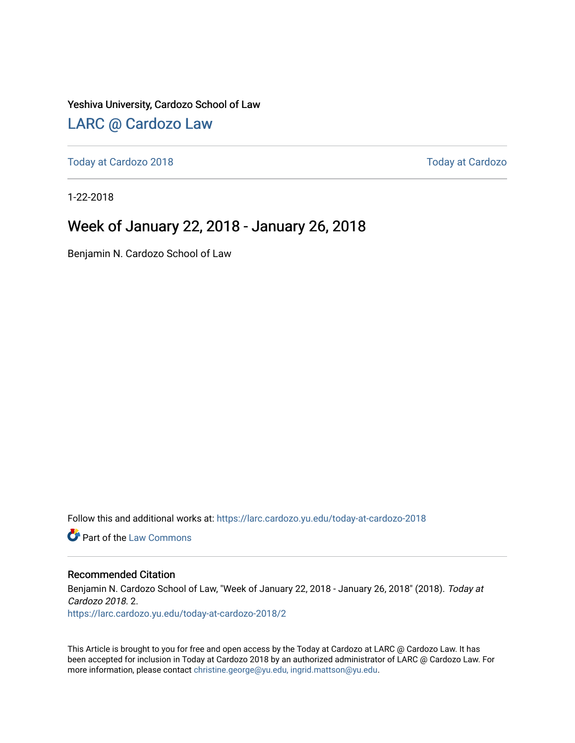Yeshiva University, Cardozo School of Law

## LARC @ Cardozo Law

Today at Cardozo 2018 | Today at Cardozo

1-22-2018

# Week of January 22, 2018 - January 26, 2018

Benjamin N. Cardozo School of Law

Follow this and additional works at: https://larc.cardozo.yu.edu/today-at-cardozo-2018

Part of the Law Commons

### Recommended Citation

Benjamin N. Cardozo School of Law, "Week of January 22, 2018 - January 26, 2018" (2018). *Today at Cardozo 2018*. 2.
https://larc.cardozo.yu.edu/today-at-cardozo-2018/2

This Article is brought to you for free and open access by the Today at Cardozo at LARC @ Cardozo Law. It has been accepted for inclusion in Today at Cardozo 2018 by an authorized administrator of LARC @ Cardozo Law. For more information, please contact christine.george@yu.edu, ingrid.mattson@yu.edu.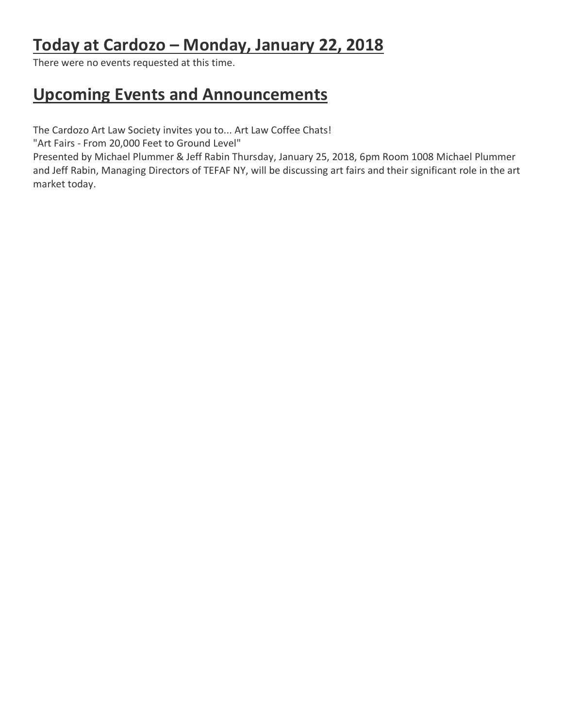## Today at Cardozo – Monday, January 22, 2018

There were no events requested at this time.

## Upcoming Events and Announcements

The Cardozo Art Law Society invites you to... Art Law Coffee Chats!

"Art Fairs - From 20,000 Feet to Ground Level"

Presented by Michael Plummer & Jeff Rabin Thursday, January 25, 2018, 6pm Room 1008 Michael Plummer and Jeff Rabin, Managing Directors of TEFAF NY, will be discussing art fairs and their significant role in the art market today.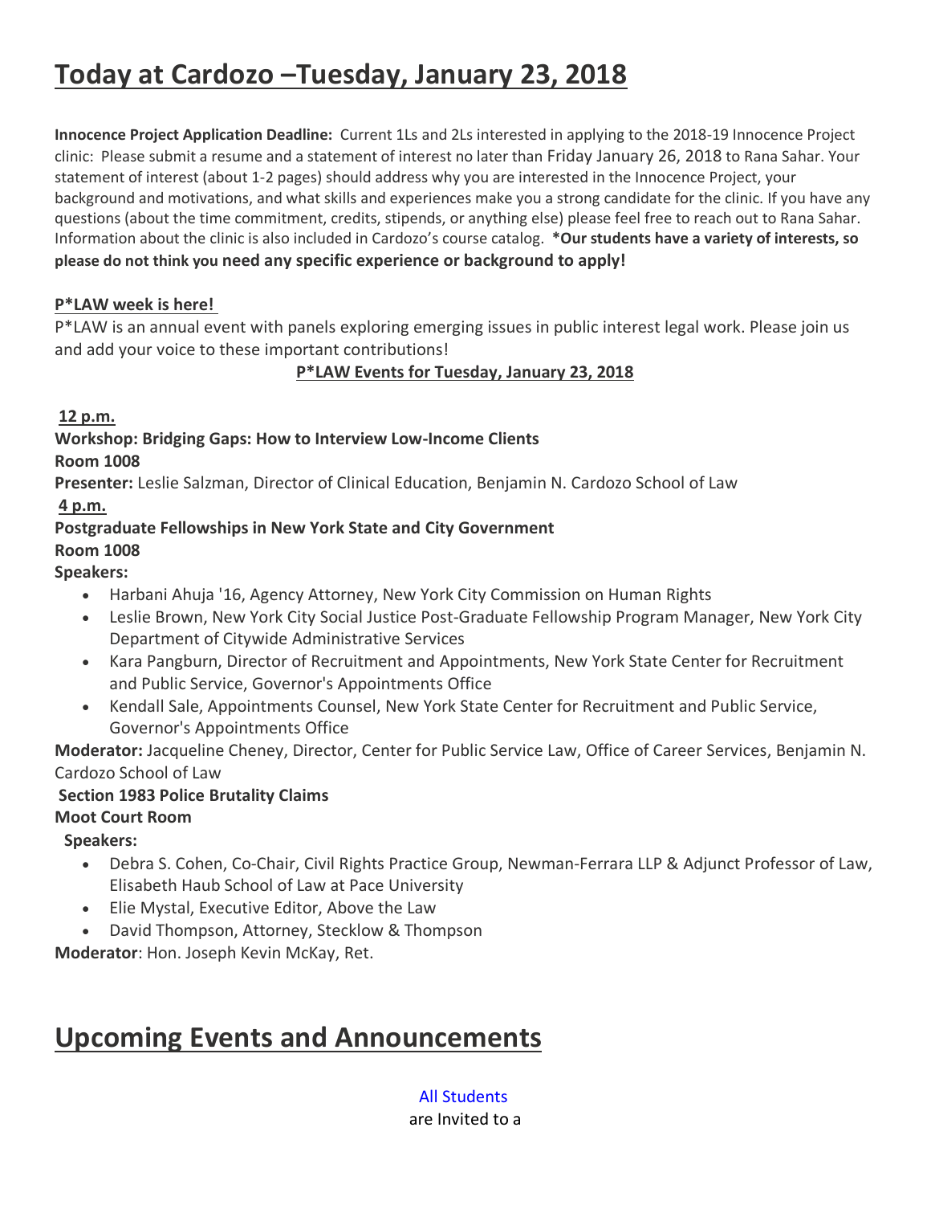# Today at Cardozo –Tuesday, January 23, 2018

**Innocence Project Application Deadline:** Current 1Ls and 2Ls interested in applying to the 2018-19 Innocence Project clinic: Please submit a resume and a statement of interest no later than Friday January 26, 2018 to Rana Sahar. Your statement of interest (about 1-2 pages) should address why you are interested in the Innocence Project, your background and motivations, and what skills and experiences make you a strong candidate for the clinic. If you have any questions (about the time commitment, credits, stipends, or anything else) please feel free to reach out to Rana Sahar. Information about the clinic is also included in Cardozo's course catalog. ***Our students have a variety of interests, so please do not think you need any specific experience or background to apply!**

**P*LAW week is here!**

P*LAW is an annual event with panels exploring emerging issues in public interest legal work. Please join us and add your voice to these important contributions!

**P*LAW Events for Tuesday, January 23, 2018**

**12 p.m.**

**Workshop: Bridging Gaps: How to Interview Low-Income Clients**

**Room 1008**

**Presenter:** Leslie Salzman, Director of Clinical Education, Benjamin N. Cardozo School of Law

**4 p.m.**

**Postgraduate Fellowships in New York State and City Government**

**Room 1008**

**Speakers:**

- Harbani Ahuja '16, Agency Attorney, New York City Commission on Human Rights
- Leslie Brown, New York City Social Justice Post-Graduate Fellowship Program Manager, New York City Department of Citywide Administrative Services
- Kara Pangburn, Director of Recruitment and Appointments, New York State Center for Recruitment and Public Service, Governor's Appointments Office
- Kendall Sale, Appointments Counsel, New York State Center for Recruitment and Public Service, Governor's Appointments Office

**Moderator:** Jacqueline Cheney, Director, Center for Public Service Law, Office of Career Services, Benjamin N. Cardozo School of Law

**Section 1983 Police Brutality Claims**

**Moot Court Room**

**Speakers:**

- Debra S. Cohen, Co-Chair, Civil Rights Practice Group, Newman-Ferrara LLP & Adjunct Professor of Law, Elisabeth Haub School of Law at Pace University
- Elie Mystal, Executive Editor, Above the Law
- David Thompson, Attorney, Stecklow & Thompson

**Moderator**: Hon. Joseph Kevin McKay, Ret.

# Upcoming Events and Announcements

All Students

are Invited to a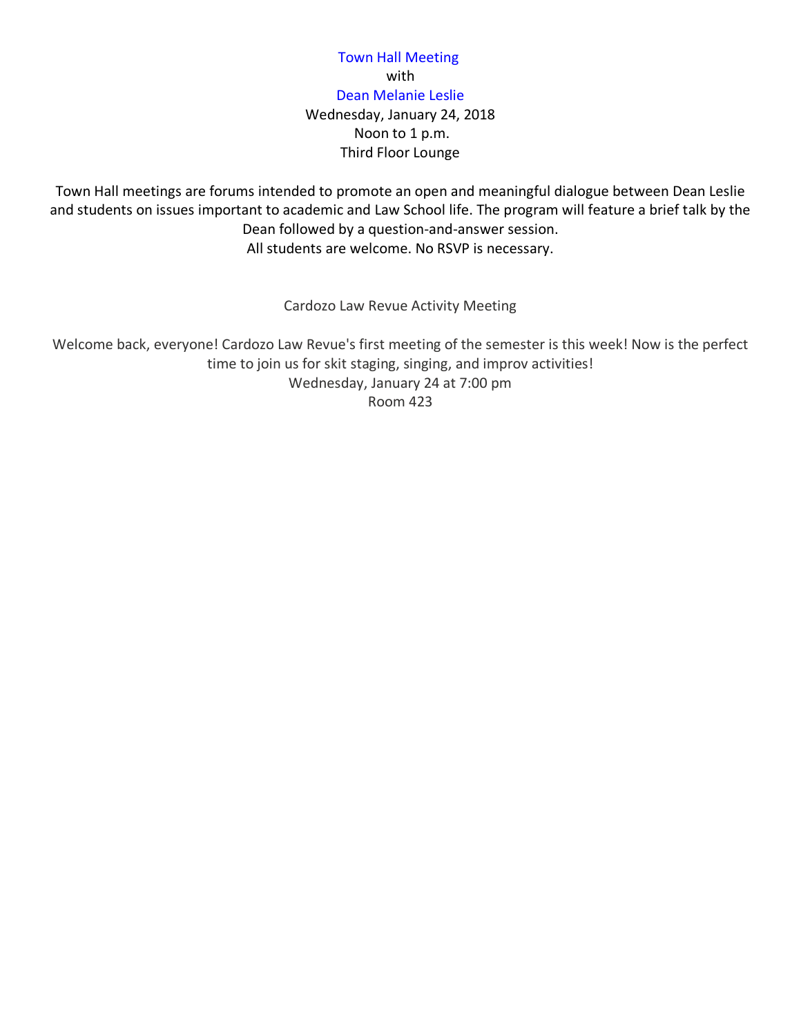## Town Hall Meeting
with
**Dean Melanie Leslie**
Wednesday, January 24, 2018
Noon to 1 p.m.
Third Floor Lounge

Town Hall meetings are forums intended to promote an open and meaningful dialogue between Dean Leslie and students on issues important to academic and Law School life. The program will feature a brief talk by the Dean followed by a question-and-answer session.
All students are welcome. No RSVP is necessary.

## Cardozo Law Revue Activity Meeting

Welcome back, everyone! Cardozo Law Revue's first meeting of the semester is this week! Now is the perfect time to join us for skit staging, singing, and improv activities!
Wednesday, January 24 at 7:00 pm
Room 423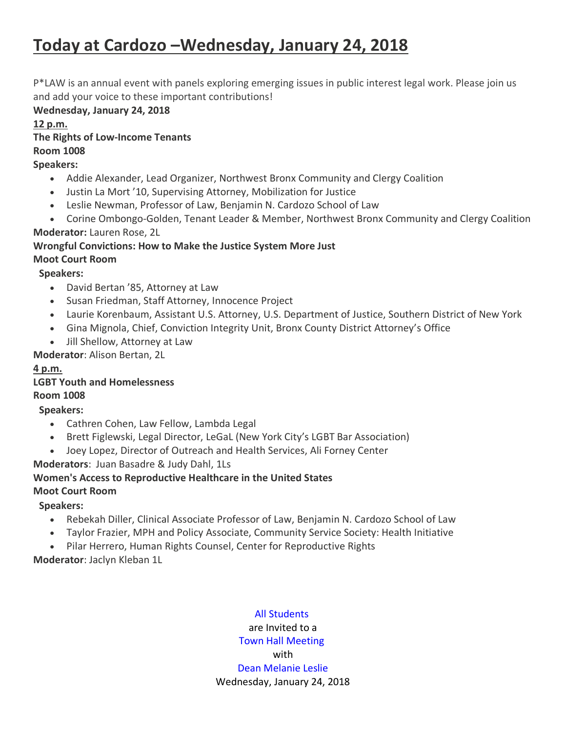# Today at Cardozo –Wednesday, January 24, 2018

P*LAW is an annual event with panels exploring emerging issues in public interest legal work. Please join us and add your voice to these important contributions!

**Wednesday, January 24, 2018**

**12 p.m.**

**The Rights of Low-Income Tenants**

**Room 1008**

**Speakers:**

- Addie Alexander, Lead Organizer, Northwest Bronx Community and Clergy Coalition
- Justin La Mort '10, Supervising Attorney, Mobilization for Justice
- Leslie Newman, Professor of Law, Benjamin N. Cardozo School of Law
- Corine Ombongo-Golden, Tenant Leader & Member, Northwest Bronx Community and Clergy Coalition

**Moderator:** Lauren Rose, 2L

**Wrongful Convictions: How to Make the Justice System More Just**

**Moot Court Room**

**Speakers:**

- David Bertan '85, Attorney at Law
- Susan Friedman, Staff Attorney, Innocence Project
- Laurie Korenbaum, Assistant U.S. Attorney, U.S. Department of Justice, Southern District of New York
- Gina Mignola, Chief, Conviction Integrity Unit, Bronx County District Attorney's Office
- Jill Shellow, Attorney at Law

**Moderator**: Alison Bertan, 2L

**4 p.m.**

**LGBT Youth and Homelessness**

**Room 1008**

**Speakers:**

- Cathren Cohen, Law Fellow, Lambda Legal
- Brett Figlewski, Legal Director, LeGaL (New York City's LGBT Bar Association)
- Joey Lopez, Director of Outreach and Health Services, Ali Forney Center

**Moderators**: Juan Basadre & Judy Dahl, 1Ls

**Women's Access to Reproductive Healthcare in the United States**

**Moot Court Room**

**Speakers:**

- Rebekah Diller, Clinical Associate Professor of Law, Benjamin N. Cardozo School of Law
- Taylor Frazier, MPH and Policy Associate, Community Service Society: Health Initiative
- Pilar Herrero, Human Rights Counsel, Center for Reproductive Rights

**Moderator**: Jaclyn Kleban 1L

All Students
are Invited to a
Town Hall Meeting
with
Dean Melanie Leslie
Wednesday, January 24, 2018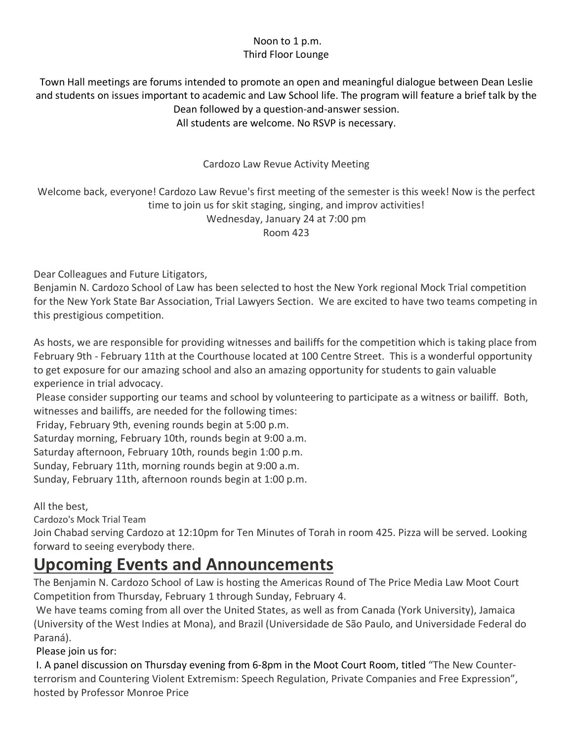Noon to 1 p.m.
Third Floor Lounge

Town Hall meetings are forums intended to promote an open and meaningful dialogue between Dean Leslie and students on issues important to academic and Law School life. The program will feature a brief talk by the Dean followed by a question-and-answer session.
All students are welcome. No RSVP is necessary.

Cardozo Law Revue Activity Meeting

Welcome back, everyone! Cardozo Law Revue's first meeting of the semester is this week! Now is the perfect time to join us for skit staging, singing, and improv activities!
Wednesday, January 24 at 7:00 pm
Room 423

Dear Colleagues and Future Litigators,
Benjamin N. Cardozo School of Law has been selected to host the New York regional Mock Trial competition for the New York State Bar Association, Trial Lawyers Section. We are excited to have two teams competing in this prestigious competition.

As hosts, we are responsible for providing witnesses and bailiffs for the competition which is taking place from February 9th - February 11th at the Courthouse located at 100 Centre Street. This is a wonderful opportunity to get exposure for our amazing school and also an amazing opportunity for students to gain valuable experience in trial advocacy.
Please consider supporting our teams and school by volunteering to participate as a witness or bailiff. Both, witnesses and bailiffs, are needed for the following times:
Friday, February 9th, evening rounds begin at 5:00 p.m.
Saturday morning, February 10th, rounds begin at 9:00 a.m.
Saturday afternoon, February 10th, rounds begin 1:00 p.m.
Sunday, February 11th, morning rounds begin at 9:00 a.m.
Sunday, February 11th, afternoon rounds begin at 1:00 p.m.

All the best,
Cardozo's Mock Trial Team
Join Chabad serving Cardozo at 12:10pm for Ten Minutes of Torah in room 425. Pizza will be served. Looking forward to seeing everybody there.

## Upcoming Events and Announcements

The Benjamin N. Cardozo School of Law is hosting the Americas Round of The Price Media Law Moot Court Competition from Thursday, February 1 through Sunday, February 4.
We have teams coming from all over the United States, as well as from Canada (York University), Jamaica (University of the West Indies at Mona), and Brazil (Universidade de São Paulo, and Universidade Federal do Paraná).
Please join us for:
I. A panel discussion on Thursday evening from 6-8pm in the Moot Court Room, titled "The New Counter-terrorism and Countering Violent Extremism: Speech Regulation, Private Companies and Free Expression", hosted by Professor Monroe Price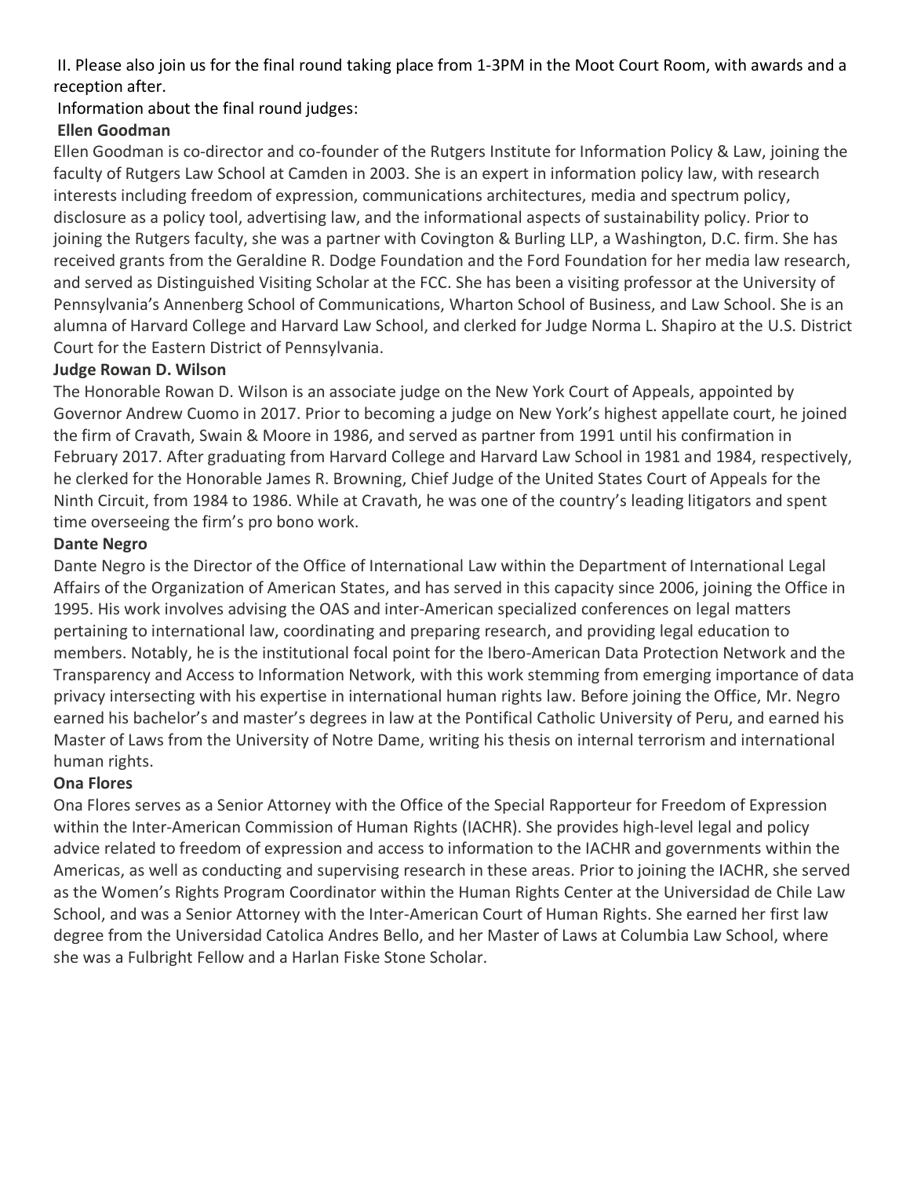II. Please also join us for the final round taking place from 1-3PM in the Moot Court Room, with awards and a reception after.

Information about the final round judges:

**Ellen Goodman**

Ellen Goodman is co-director and co-founder of the Rutgers Institute for Information Policy & Law, joining the faculty of Rutgers Law School at Camden in 2003. She is an expert in information policy law, with research interests including freedom of expression, communications architectures, media and spectrum policy, disclosure as a policy tool, advertising law, and the informational aspects of sustainability policy. Prior to joining the Rutgers faculty, she was a partner with Covington & Burling LLP, a Washington, D.C. firm. She has received grants from the Geraldine R. Dodge Foundation and the Ford Foundation for her media law research, and served as Distinguished Visiting Scholar at the FCC. She has been a visiting professor at the University of Pennsylvania's Annenberg School of Communications, Wharton School of Business, and Law School. She is an alumna of Harvard College and Harvard Law School, and clerked for Judge Norma L. Shapiro at the U.S. District Court for the Eastern District of Pennsylvania.

**Judge Rowan D. Wilson**

The Honorable Rowan D. Wilson is an associate judge on the New York Court of Appeals, appointed by Governor Andrew Cuomo in 2017. Prior to becoming a judge on New York's highest appellate court, he joined the firm of Cravath, Swain & Moore in 1986, and served as partner from 1991 until his confirmation in February 2017. After graduating from Harvard College and Harvard Law School in 1981 and 1984, respectively, he clerked for the Honorable James R. Browning, Chief Judge of the United States Court of Appeals for the Ninth Circuit, from 1984 to 1986. While at Cravath, he was one of the country's leading litigators and spent time overseeing the firm's pro bono work.

**Dante Negro**

Dante Negro is the Director of the Office of International Law within the Department of International Legal Affairs of the Organization of American States, and has served in this capacity since 2006, joining the Office in 1995. His work involves advising the OAS and inter-American specialized conferences on legal matters pertaining to international law, coordinating and preparing research, and providing legal education to members. Notably, he is the institutional focal point for the Ibero-American Data Protection Network and the Transparency and Access to Information Network, with this work stemming from emerging importance of data privacy intersecting with his expertise in international human rights law. Before joining the Office, Mr. Negro earned his bachelor's and master's degrees in law at the Pontifical Catholic University of Peru, and earned his Master of Laws from the University of Notre Dame, writing his thesis on internal terrorism and international human rights.

**Ona Flores**

Ona Flores serves as a Senior Attorney with the Office of the Special Rapporteur for Freedom of Expression within the Inter-American Commission of Human Rights (IACHR). She provides high-level legal and policy advice related to freedom of expression and access to information to the IACHR and governments within the Americas, as well as conducting and supervising research in these areas. Prior to joining the IACHR, she served as the Women's Rights Program Coordinator within the Human Rights Center at the Universidad de Chile Law School, and was a Senior Attorney with the Inter-American Court of Human Rights. She earned her first law degree from the Universidad Catolica Andres Bello, and her Master of Laws at Columbia Law School, where she was a Fulbright Fellow and a Harlan Fiske Stone Scholar.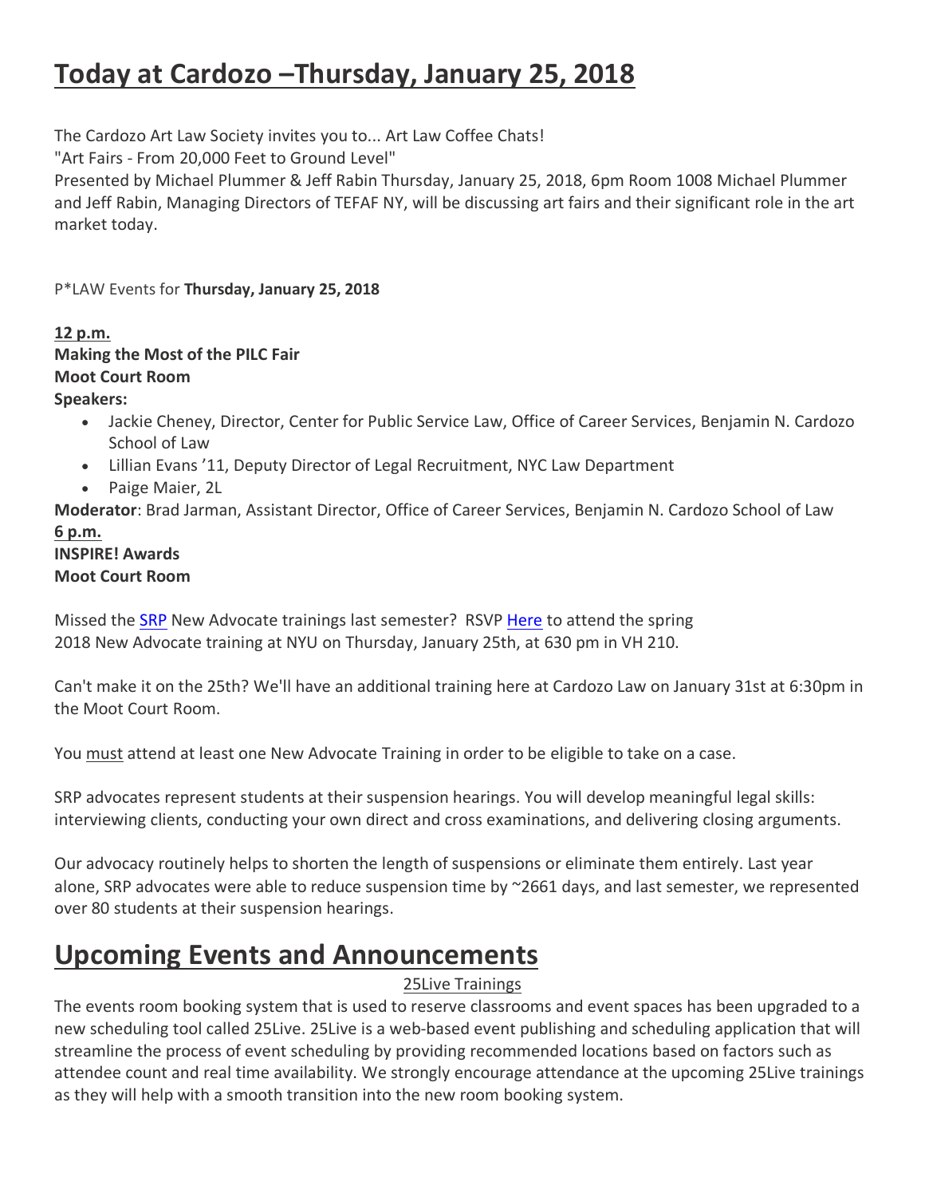# Today at Cardozo –Thursday, January 25, 2018

The Cardozo Art Law Society invites you to... Art Law Coffee Chats!

"Art Fairs - From 20,000 Feet to Ground Level"

Presented by Michael Plummer & Jeff Rabin Thursday, January 25, 2018, 6pm Room 1008 Michael Plummer and Jeff Rabin, Managing Directors of TEFAF NY, will be discussing art fairs and their significant role in the art market today.

P*LAW Events for **Thursday, January 25, 2018**

**12 p.m.**
**Making the Most of the PILC Fair**
**Moot Court Room**
**Speakers:**

- Jackie Cheney, Director, Center for Public Service Law, Office of Career Services, Benjamin N. Cardozo School of Law
- Lillian Evans '11, Deputy Director of Legal Recruitment, NYC Law Department
- Paige Maier, 2L

**Moderator**: Brad Jarman, Assistant Director, Office of Career Services, Benjamin N. Cardozo School of Law

**6 p.m.**
**INSPIRE! Awards**
**Moot Court Room**

Missed the SRP New Advocate trainings last semester? RSVP Here to attend the spring 2018 New Advocate training at NYU on Thursday, January 25th, at 630 pm in VH 210.

Can't make it on the 25th? We'll have an additional training here at Cardozo Law on January 31st at 6:30pm in the Moot Court Room.

You must attend at least one New Advocate Training in order to be eligible to take on a case.

SRP advocates represent students at their suspension hearings. You will develop meaningful legal skills: interviewing clients, conducting your own direct and cross examinations, and delivering closing arguments.

Our advocacy routinely helps to shorten the length of suspensions or eliminate them entirely. Last year alone, SRP advocates were able to reduce suspension time by ~2661 days, and last semester, we represented over 80 students at their suspension hearings.

# Upcoming Events and Announcements

25Live Trainings

The events room booking system that is used to reserve classrooms and event spaces has been upgraded to a new scheduling tool called 25Live. 25Live is a web-based event publishing and scheduling application that will streamline the process of event scheduling by providing recommended locations based on factors such as attendee count and real time availability. We strongly encourage attendance at the upcoming 25Live trainings as they will help with a smooth transition into the new room booking system.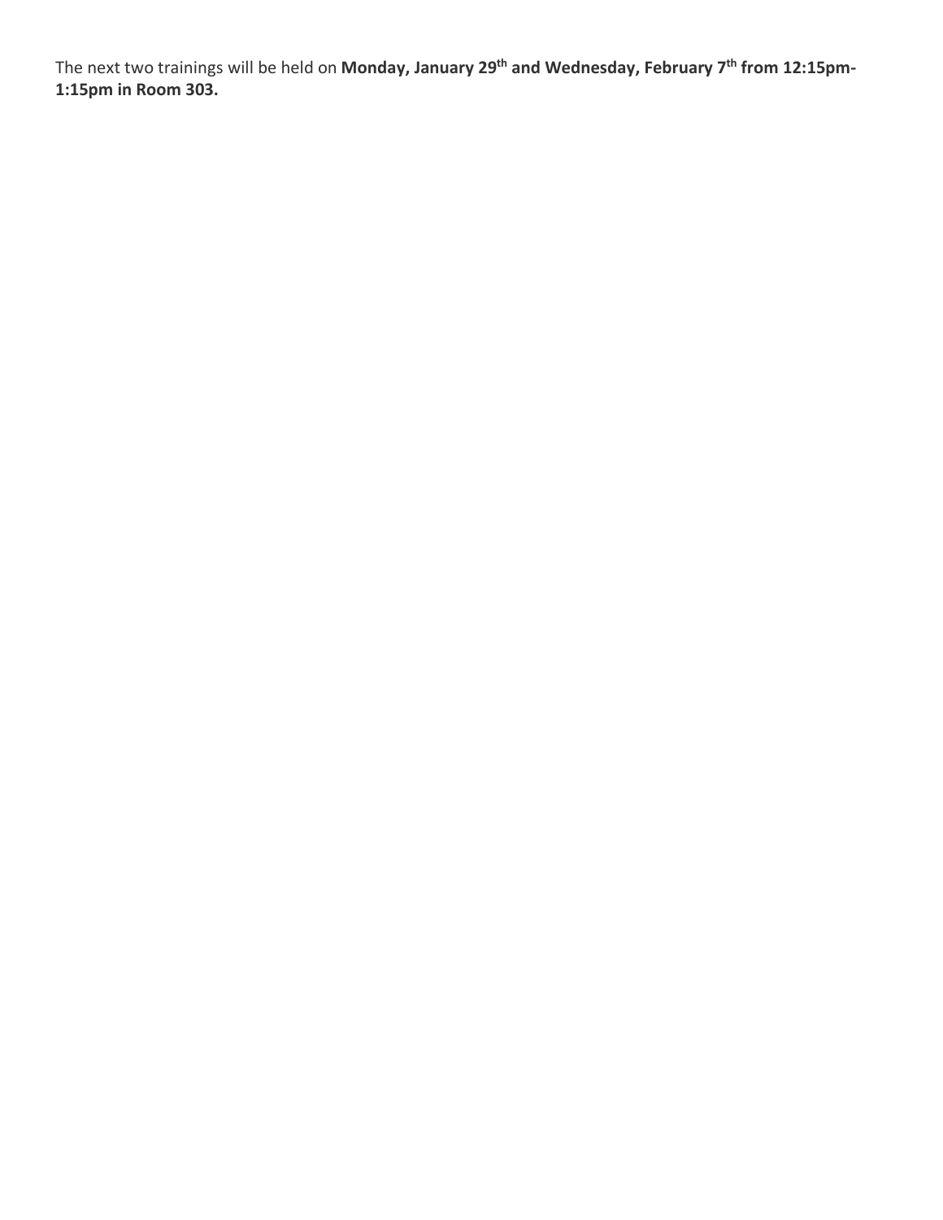The next two trainings will be held on **Monday, January 29th and Wednesday, February 7th from 12:15pm-1:15pm in Room 303.**